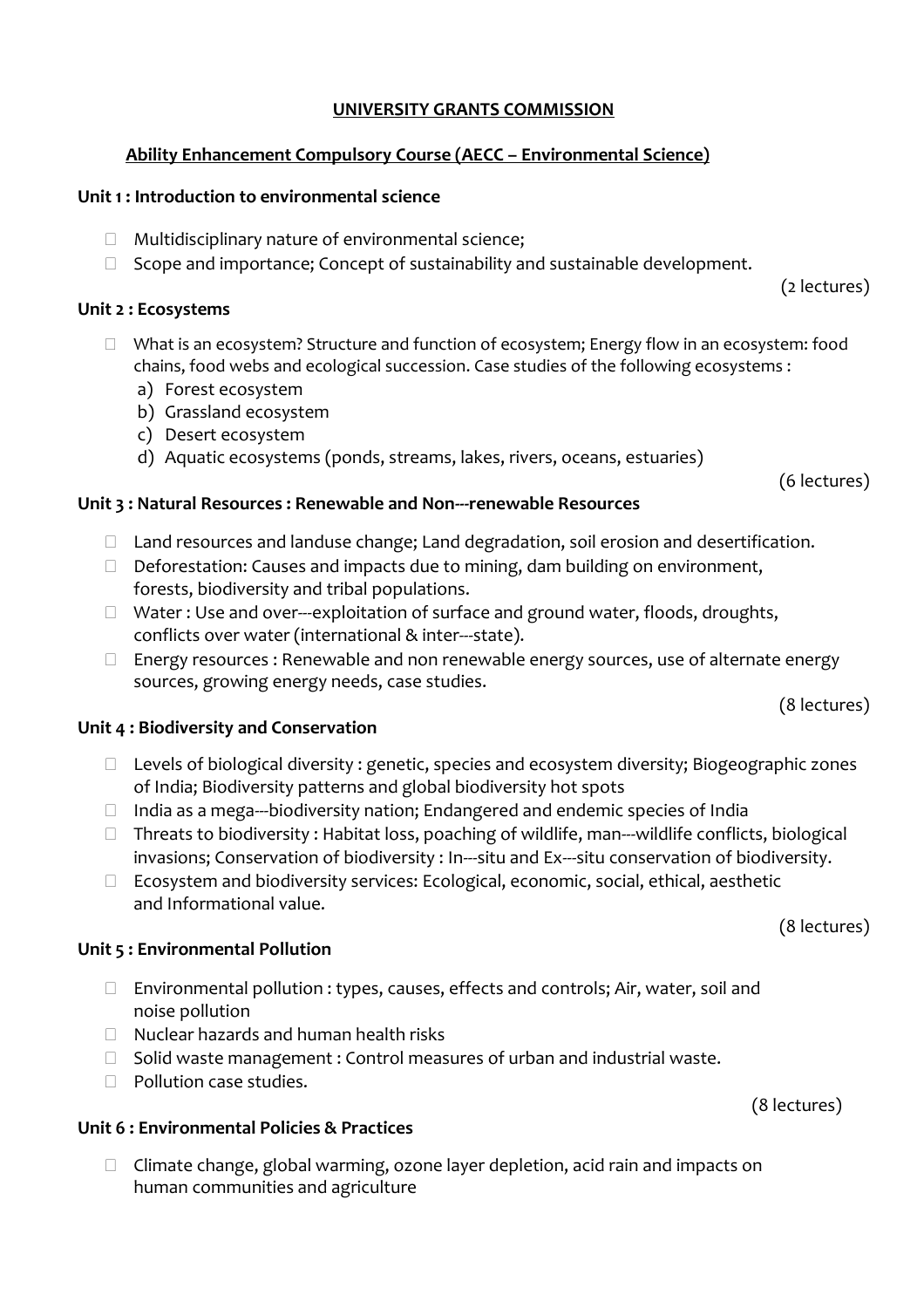## UNIVERSITY GRANTS COMMISSION

### Ability Enhancement Compulsory Course (AECC – Environmental Science)

**Unit 1 : Introduction to environmental science**

- Multidisciplinary nature of environmental science;
- Scope and importance; Concept of sustainability and sustainable development.

(2 lectures)

**Unit 2 : Ecosystems**

- What is an ecosystem? Structure and function of ecosystem; Energy flow in an ecosystem: food chains, food webs and ecological succession. Case studies of the following ecosystems :
  a) Forest ecosystem
  b) Grassland ecosystem
  c) Desert ecosystem
  d) Aquatic ecosystems (ponds, streams, lakes, rivers, oceans, estuaries)

(6 lectures)

**Unit 3 : Natural Resources : Renewable and Non---renewable Resources**

- Land resources and landuse change; Land degradation, soil erosion and desertification.
- Deforestation: Causes and impacts due to mining, dam building on environment, forests, biodiversity and tribal populations.
- Water : Use and over---exploitation of surface and ground water, floods, droughts, conflicts over water (international & inter---state).
- Energy resources : Renewable and non renewable energy sources, use of alternate energy sources, growing energy needs, case studies.

(8 lectures)

**Unit 4 : Biodiversity and Conservation**

- Levels of biological diversity : genetic, species and ecosystem diversity; Biogeographic zones of India; Biodiversity patterns and global biodiversity hot spots
- India as a mega---biodiversity nation; Endangered and endemic species of India
- Threats to biodiversity : Habitat loss, poaching of wildlife, man---wildlife conflicts, biological invasions; Conservation of biodiversity : In---situ and Ex---situ conservation of biodiversity.
- Ecosystem and biodiversity services: Ecological, economic, social, ethical, aesthetic and Informational value.

(8 lectures)

**Unit 5 : Environmental Pollution**

- Environmental pollution : types, causes, effects and controls; Air, water, soil and noise pollution
- Nuclear hazards and human health risks
- Solid waste management : Control measures of urban and industrial waste.
- Pollution case studies.

(8 lectures)

**Unit 6 : Environmental Policies & Practices**

- Climate change, global warming, ozone layer depletion, acid rain and impacts on human communities and agriculture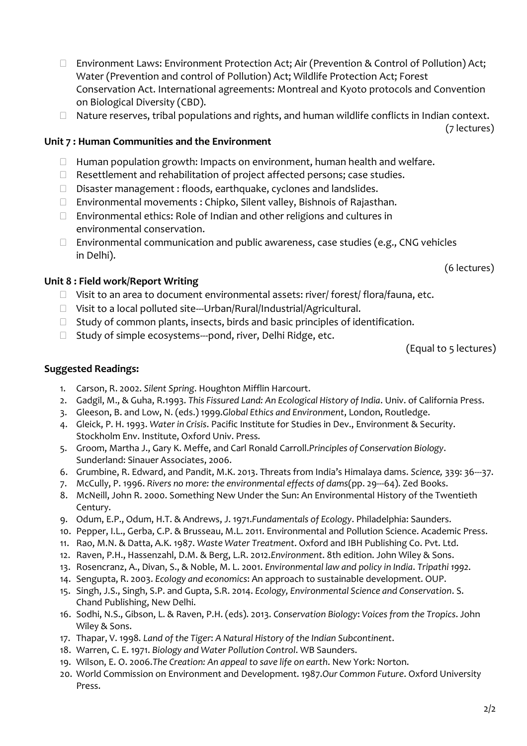- Environment Laws: Environment Protection Act; Air (Prevention & Control of Pollution) Act; Water (Prevention and control of Pollution) Act; Wildlife Protection Act; Forest Conservation Act. International agreements: Montreal and Kyoto protocols and Convention on Biological Diversity (CBD).
- Nature reserves, tribal populations and rights, and human wildlife conflicts in Indian context.

(7 lectures)

**Unit 7 : Human Communities and the Environment**

- Human population growth: Impacts on environment, human health and welfare.
- Resettlement and rehabilitation of project affected persons; case studies.
- Disaster management : floods, earthquake, cyclones and landslides.
- Environmental movements : Chipko, Silent valley, Bishnois of Rajasthan.
- Environmental ethics: Role of Indian and other religions and cultures in environmental conservation.
- Environmental communication and public awareness, case studies (e.g., CNG vehicles in Delhi).

(6 lectures)

**Unit 8 : Field work/Report Writing**

- Visit to an area to document environmental assets: river/ forest/ flora/fauna, etc.
- Visit to a local polluted site---Urban/Rural/Industrial/Agricultural.
- Study of common plants, insects, birds and basic principles of identification.
- Study of simple ecosystems---pond, river, Delhi Ridge, etc.

(Equal to 5 lectures)

**Suggested Readings:**

1. Carson, R. 2002. *Silent Spring*. Houghton Mifflin Harcourt.
2. Gadgil, M., & Guha, R.1993. *This Fissured Land: An Ecological History of India*. Univ. of California Press.
3. Gleeson, B. and Low, N. (eds.) 1999.*Global Ethics and Environment*, London, Routledge.
4. Gleick, P. H. 1993. *Water in Crisis*. Pacific Institute for Studies in Dev., Environment & Security. Stockholm Env. Institute, Oxford Univ. Press.
5. Groom, Martha J., Gary K. Meffe, and Carl Ronald Carroll.*Principles of Conservation Biology*. Sunderland: Sinauer Associates, 2006.
6. Grumbine, R. Edward, and Pandit, M.K. 2013. Threats from India's Himalaya dams. *Science,* 339: 36---37.
7. McCully, P. 1996. *Rivers no more: the environmental effects of dams*(pp. 29---64). Zed Books.
8. McNeill, John R. 2000. Something New Under the Sun: An Environmental History of the Twentieth Century.
9. Odum, E.P., Odum, H.T. & Andrews, J. 1971.*Fundamentals of Ecology*. Philadelphia: Saunders.
10. Pepper, I.L., Gerba, C.P. & Brusseau, M.L. 2011. Environmental and Pollution Science. Academic Press.
11. Rao, M.N. & Datta, A.K. 1987. *Waste Water Treatment*. Oxford and IBH Publishing Co. Pvt. Ltd.
12. Raven, P.H., Hassenzahl, D.M. & Berg, L.R. 2012.*Environment*. 8th edition. John Wiley & Sons.
13. Rosencranz, A., Divan, S., & Noble, M. L. 2001. *Environmental law and policy in India*. *Tripathi 1992*.
14. Sengupta, R. 2003. *Ecology and economics*: An approach to sustainable development. OUP.
15. Singh, J.S., Singh, S.P. and Gupta, S.R. 2014. *Ecology, Environmental Science and Conservation*. S. Chand Publishing, New Delhi.
16. Sodhi, N.S., Gibson, L. & Raven, P.H. (eds). 2013. *Conservation Biology*: *Voices from the Tropics*. John Wiley & Sons.
17. Thapar, V. 1998. *Land of the Tiger*: *A Natural History of the Indian Subcontinent*.
18. Warren, C. E. 1971. *Biology and Water Pollution Control*. WB Saunders.
19. Wilson, E. O. 2006.*The Creation: An appeal to save life on earth*. New York: Norton.
20. World Commission on Environment and Development. 1987.*Our Common Future*. Oxford University Press.